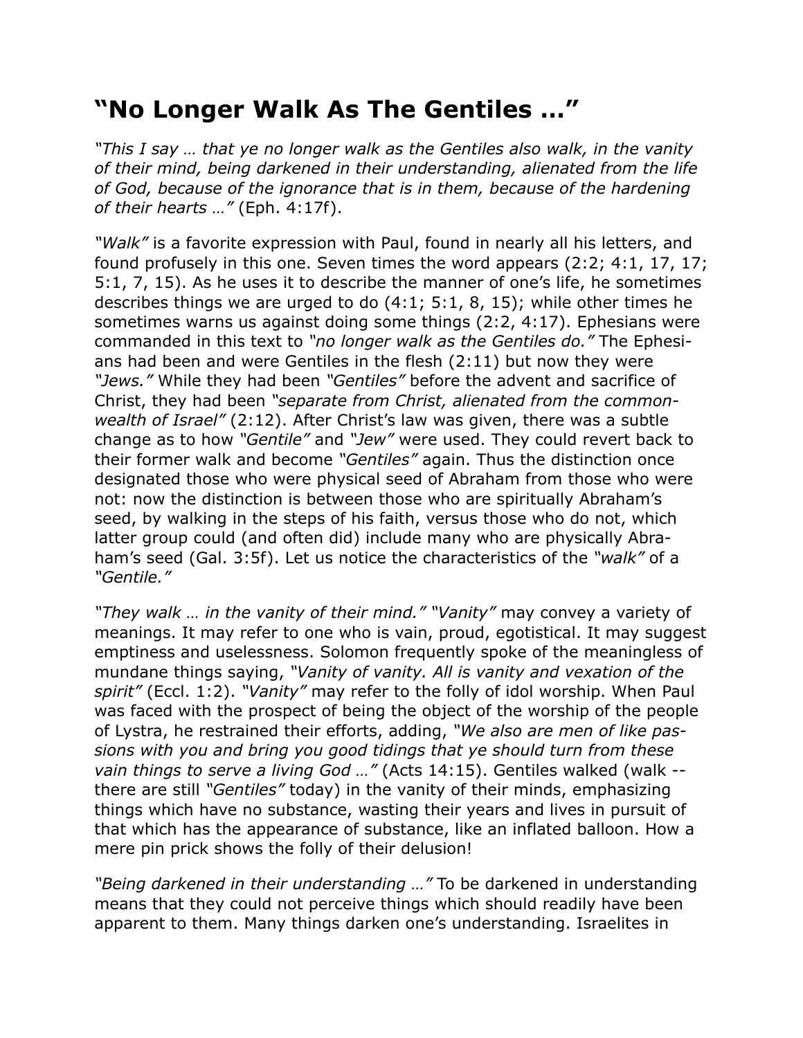# "No Longer Walk As The Gentiles …"

*"This I say … that ye no longer walk as the Gentiles also walk, in the vanity of their mind, being darkened in their understanding, alienated from the life of God, because of the ignorance that is in them, because of the hardening of their hearts …"* (Eph. 4:17f).

*"Walk"* is a favorite expression with Paul, found in nearly all his letters, and found profusely in this one. Seven times the word appears (2:2; 4:1, 17, 17; 5:1, 7, 15). As he uses it to describe the manner of one's life, he sometimes describes things we are urged to do (4:1; 5:1, 8, 15); while other times he sometimes warns us against doing some things (2:2, 4:17). Ephesians were commanded in this text to *"no longer walk as the Gentiles do."* The Ephesians had been and were Gentiles in the flesh (2:11) but now they were *"Jews."* While they had been *"Gentiles"* before the advent and sacrifice of Christ, they had been *"separate from Christ, alienated from the commonwealth of Israel"* (2:12). After Christ's law was given, there was a subtle change as to how *"Gentile"* and *"Jew"* were used. They could revert back to their former walk and become *"Gentiles"* again. Thus the distinction once designated those who were physical seed of Abraham from those who were not: now the distinction is between those who are spiritually Abraham's seed, by walking in the steps of his faith, versus those who do not, which latter group could (and often did) include many who are physically Abraham's seed (Gal. 3:5f). Let us notice the characteristics of the *"walk"* of a *"Gentile."*

*"They walk … in the vanity of their mind."* "*Vanity"* may convey a variety of meanings. It may refer to one who is vain, proud, egotistical. It may suggest emptiness and uselessness. Solomon frequently spoke of the meaningless of mundane things saying, *"Vanity of vanity. All is vanity and vexation of the spirit"* (Eccl. 1:2). *"Vanity"* may refer to the folly of idol worship. When Paul was faced with the prospect of being the object of the worship of the people of Lystra, he restrained their efforts, adding, *"We also are men of like passions with you and bring you good tidings that ye should turn from these vain things to serve a living God …"* (Acts 14:15). Gentiles walked (walk -- there are still *"Gentiles"* today) in the vanity of their minds, emphasizing things which have no substance, wasting their years and lives in pursuit of that which has the appearance of substance, like an inflated balloon. How a mere pin prick shows the folly of their delusion!

*"Being darkened in their understanding …"* To be darkened in understanding means that they could not perceive things which should readily have been apparent to them. Many things darken one's understanding. Israelites in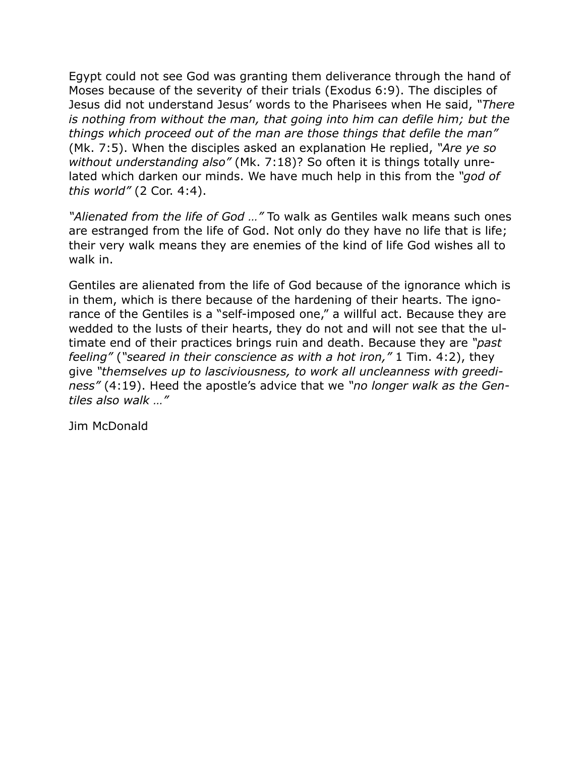Egypt could not see God was granting them deliverance through the hand of Moses because of the severity of their trials (Exodus 6:9). The disciples of Jesus did not understand Jesus' words to the Pharisees when He said, *"There is nothing from without the man, that going into him can defile him; but the things which proceed out of the man are those things that defile the man"* (Mk. 7:5). When the disciples asked an explanation He replied, *"Are ye so without understanding also"* (Mk. 7:18)? So often it is things totally unrelated which darken our minds. We have much help in this from the *"god of this world"* (2 Cor. 4:4).

*"Alienated from the life of God …"* To walk as Gentiles walk means such ones are estranged from the life of God. Not only do they have no life that is life; their very walk means they are enemies of the kind of life God wishes all to walk in.

Gentiles are alienated from the life of God because of the ignorance which is in them, which is there because of the hardening of their hearts. The ignorance of the Gentiles is a "self-imposed one," a willful act. Because they are wedded to the lusts of their hearts, they do not and will not see that the ultimate end of their practices brings ruin and death. Because they are *"past feeling"* (*"seared in their conscience as with a hot iron,"* 1 Tim. 4:2), they give *"themselves up to lasciviousness, to work all uncleanness with greediness"* (4:19). Heed the apostle's advice that we *"no longer walk as the Gentiles also walk …"*

Jim McDonald